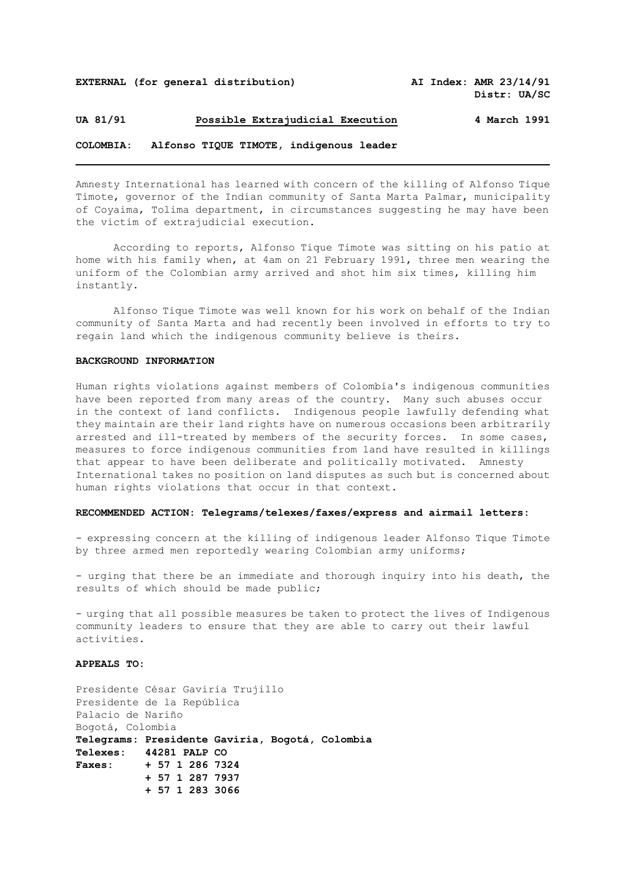**EXTERNAL (for general distribution)** **AI Index: AMR 23/14/91**
**Distr: UA/SC**

**UA 81/91** **Possible Extrajudicial Execution** **4 March 1991**

**COLOMBIA: Alfonso TIQUE TIMOTE, indigenous leader**

---

Amnesty International has learned with concern of the killing of Alfonso Tique Timote, governor of the Indian community of Santa Marta Palmar, municipality of Coyaima, Tolima department, in circumstances suggesting he may have been the victim of extrajudicial execution.

According to reports, Alfonso Tique Timote was sitting on his patio at home with his family when, at 4am on 21 February 1991, three men wearing the uniform of the Colombian army arrived and shot him six times, killing him instantly.

Alfonso Tique Timote was well known for his work on behalf of the Indian community of Santa Marta and had recently been involved in efforts to try to regain land which the indigenous community believe is theirs.

**BACKGROUND INFORMATION**

Human rights violations against members of Colombia's indigenous communities have been reported from many areas of the country. Many such abuses occur in the context of land conflicts. Indigenous people lawfully defending what they maintain are their land rights have on numerous occasions been arbitrarily arrested and ill-treated by members of the security forces. In some cases, measures to force indigenous communities from land have resulted in killings that appear to have been deliberate and politically motivated. Amnesty International takes no position on land disputes as such but is concerned about human rights violations that occur in that context.

**RECOMMENDED ACTION: Telegrams/telexes/faxes/express and airmail letters:**

- expressing concern at the killing of indigenous leader Alfonso Tique Timote by three armed men reportedly wearing Colombian army uniforms;

- urging that there be an immediate and thorough inquiry into his death, the results of which should be made public;

- urging that all possible measures be taken to protect the lives of Indigenous community leaders to ensure that they are able to carry out their lawful activities.

**APPEALS TO:**

Presidente César Gaviria Trujillo
Presidente de la República
Palacio de Nariño
Bogotá, Colombia
**Telegrams: Presidente Gaviria, Bogotá, Colombia**
**Telexes: 44281 PALP CO**
**Faxes: + 57 1 286 7324**
**+ 57 1 287 7937**
**+ 57 1 283 3066**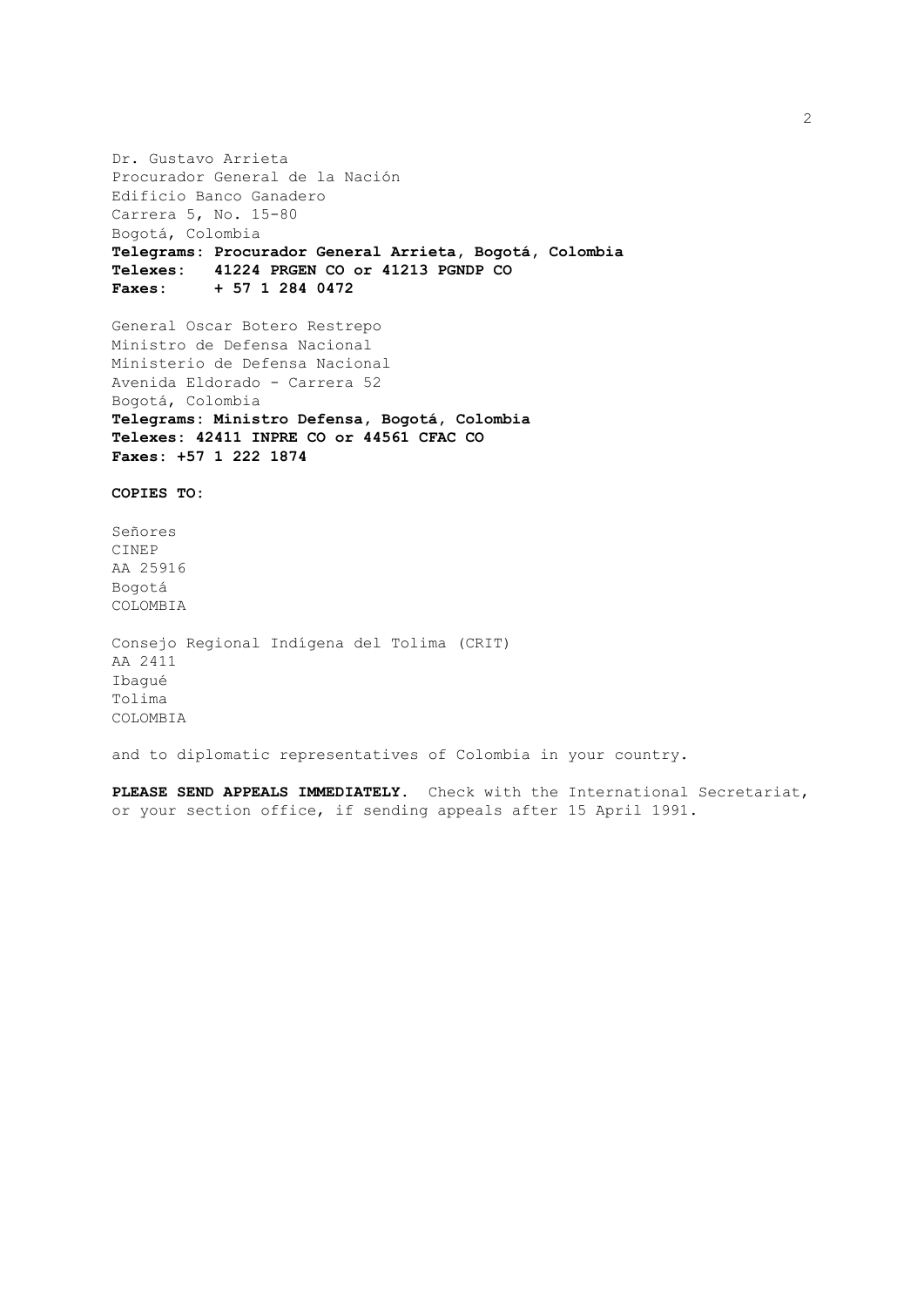Dr. Gustavo Arrieta
Procurador General de la Nación
Edificio Banco Ganadero
Carrera 5, No. 15-80
Bogotá, Colombia
**Telegrams: Procurador General Arrieta, Bogotá, Colombia**
**Telexes: 41224 PRGEN CO or 41213 PGNDP CO**
**Faxes: + 57 1 284 0472**

General Oscar Botero Restrepo
Ministro de Defensa Nacional
Ministerio de Defensa Nacional
Avenida Eldorado - Carrera 52
Bogotá, Colombia
**Telegrams: Ministro Defensa, Bogotá, Colombia**
**Telexes: 42411 INPRE CO or 44561 CFAC CO**
**Faxes: +57 1 222 1874**

**COPIES TO:**

Señores
CINEP
AA 25916
Bogotá
COLOMBIA

Consejo Regional Indígena del Tolima (CRIT)
AA 2411
Ibagué
Tolima
COLOMBIA

and to diplomatic representatives of Colombia in your country.

**PLEASE SEND APPEALS IMMEDIATELY.** Check with the International Secretariat, or your section office, if sending appeals after 15 April 1991.